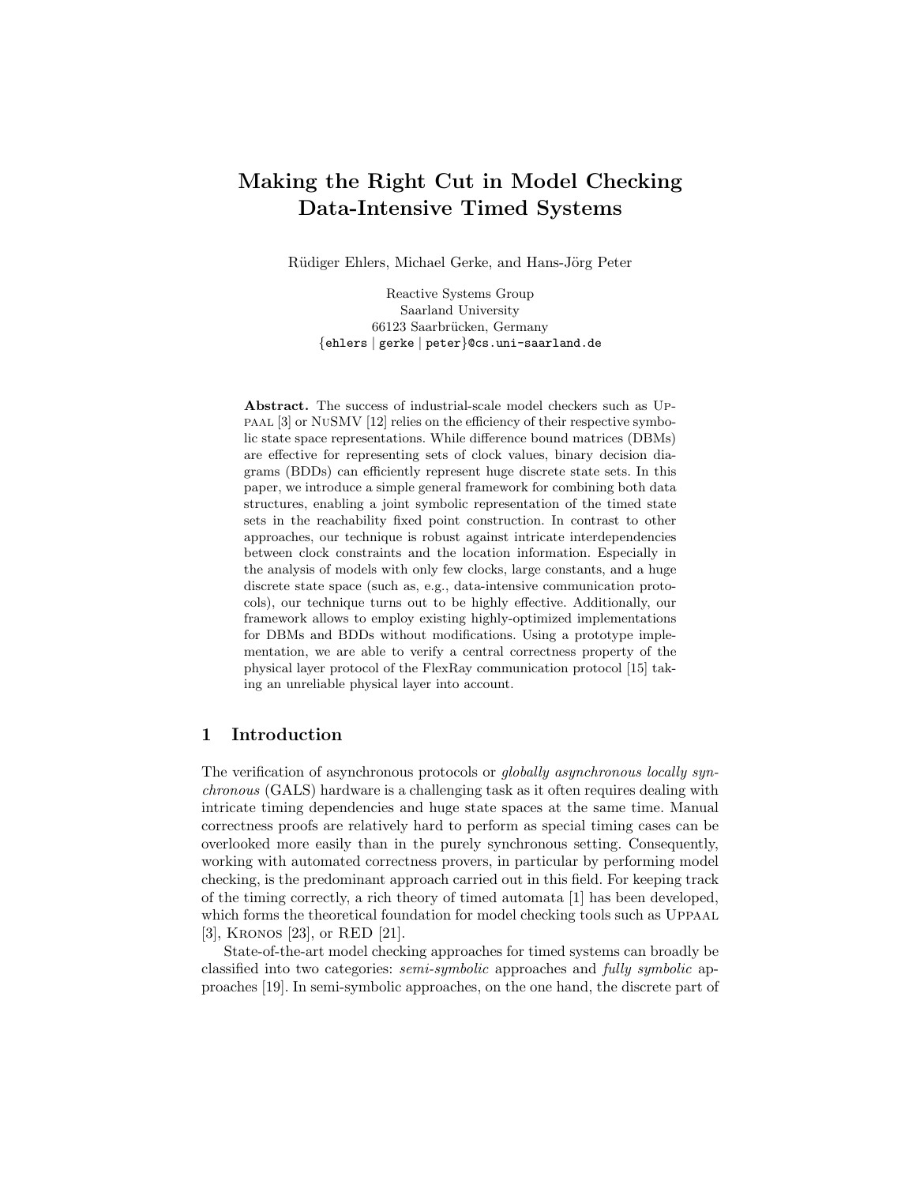# Making the Right Cut in Model Checking Data-Intensive Timed Systems

Rüdiger Ehlers, Michael Gerke, and Hans-Jörg Peter

Reactive Systems Group
Saarland University
66123 Saarbrücken, Germany
{ehlers | gerke | peter}@cs.uni-saarland.de

**Abstract.** The success of industrial-scale model checkers such as Uppaal [3] or NuSMV [12] relies on the efficiency of their respective symbolic state space representations. While difference bound matrices (DBMs) are effective for representing sets of clock values, binary decision diagrams (BDDs) can efficiently represent huge discrete state sets. In this paper, we introduce a simple general framework for combining both data structures, enabling a joint symbolic representation of the timed state sets in the reachability fixed point construction. In contrast to other approaches, our technique is robust against intricate interdependencies between clock constraints and the location information. Especially in the analysis of models with only few clocks, large constants, and a huge discrete state space (such as, e.g., data-intensive communication protocols), our technique turns out to be highly effective. Additionally, our framework allows to employ existing highly-optimized implementations for DBMs and BDDs without modifications. Using a prototype implementation, we are able to verify a central correctness property of the physical layer protocol of the FlexRay communication protocol [15] taking an unreliable physical layer into account.

## 1 Introduction

The verification of asynchronous protocols or *globally asynchronous locally synchronous* (GALS) hardware is a challenging task as it often requires dealing with intricate timing dependencies and huge state spaces at the same time. Manual correctness proofs are relatively hard to perform as special timing cases can be overlooked more easily than in the purely synchronous setting. Consequently, working with automated correctness provers, in particular by performing model checking, is the predominant approach carried out in this field. For keeping track of the timing correctly, a rich theory of timed automata [1] has been developed, which forms the theoretical foundation for model checking tools such as Uppaal [3], Kronos [23], or RED [21].

State-of-the-art model checking approaches for timed systems can broadly be classified into two categories: *semi-symbolic* approaches and *fully symbolic* approaches [19]. In semi-symbolic approaches, on the one hand, the discrete part of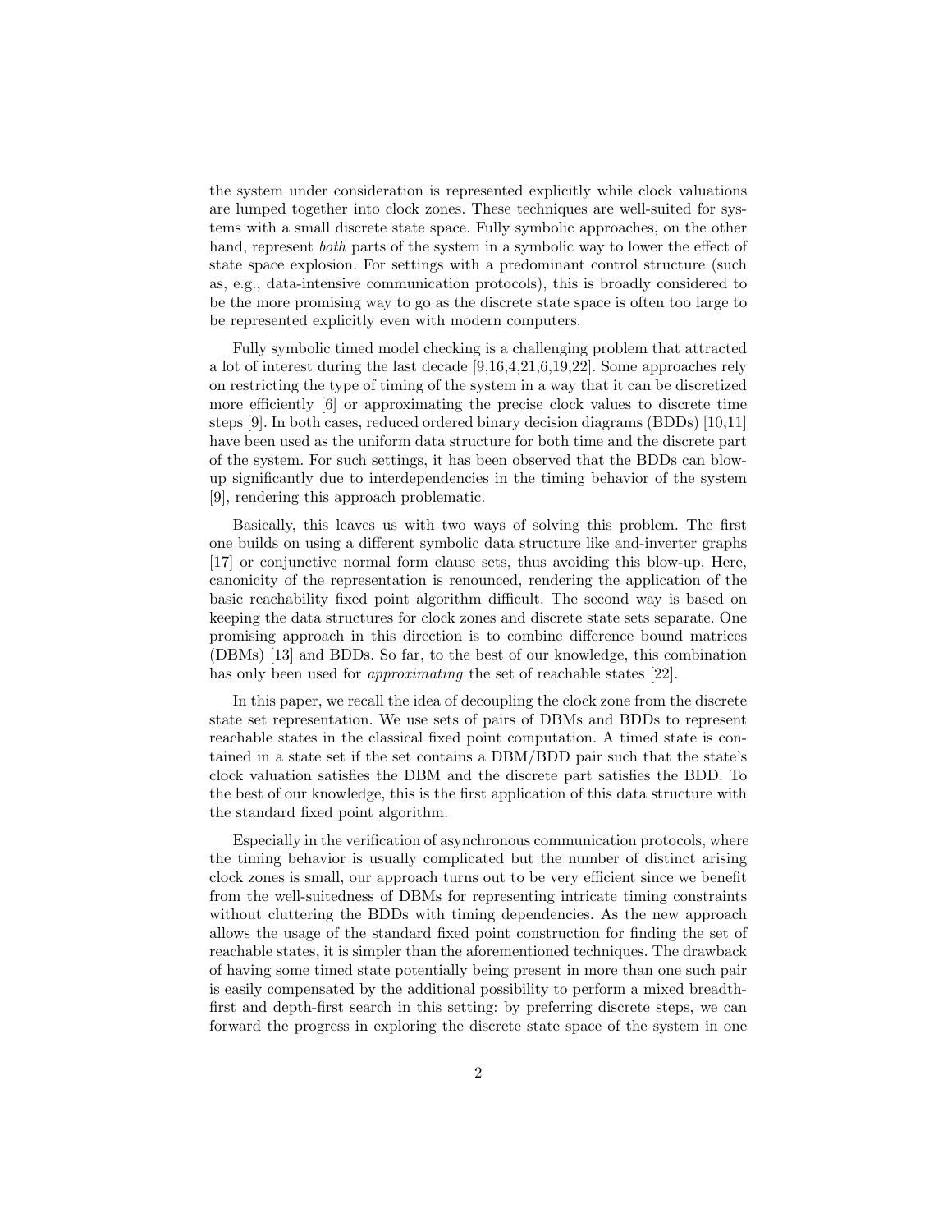the system under consideration is represented explicitly while clock valuations are lumped together into clock zones. These techniques are well-suited for systems with a small discrete state space. Fully symbolic approaches, on the other hand, represent *both* parts of the system in a symbolic way to lower the effect of state space explosion. For settings with a predominant control structure (such as, e.g., data-intensive communication protocols), this is broadly considered to be the more promising way to go as the discrete state space is often too large to be represented explicitly even with modern computers.

Fully symbolic timed model checking is a challenging problem that attracted a lot of interest during the last decade [9,16,4,21,6,19,22]. Some approaches rely on restricting the type of timing of the system in a way that it can be discretized more efficiently [6] or approximating the precise clock values to discrete time steps [9]. In both cases, reduced ordered binary decision diagrams (BDDs) [10,11] have been used as the uniform data structure for both time and the discrete part of the system. For such settings, it has been observed that the BDDs can blow-up significantly due to interdependencies in the timing behavior of the system [9], rendering this approach problematic.

Basically, this leaves us with two ways of solving this problem. The first one builds on using a different symbolic data structure like and-inverter graphs [17] or conjunctive normal form clause sets, thus avoiding this blow-up. Here, canonicity of the representation is renounced, rendering the application of the basic reachability fixed point algorithm difficult. The second way is based on keeping the data structures for clock zones and discrete state sets separate. One promising approach in this direction is to combine difference bound matrices (DBMs) [13] and BDDs. So far, to the best of our knowledge, this combination has only been used for *approximating* the set of reachable states [22].

In this paper, we recall the idea of decoupling the clock zone from the discrete state set representation. We use sets of pairs of DBMs and BDDs to represent reachable states in the classical fixed point computation. A timed state is contained in a state set if the set contains a DBM/BDD pair such that the state's clock valuation satisfies the DBM and the discrete part satisfies the BDD. To the best of our knowledge, this is the first application of this data structure with the standard fixed point algorithm.

Especially in the verification of asynchronous communication protocols, where the timing behavior is usually complicated but the number of distinct arising clock zones is small, our approach turns out to be very efficient since we benefit from the well-suitedness of DBMs for representing intricate timing constraints without cluttering the BDDs with timing dependencies. As the new approach allows the usage of the standard fixed point construction for finding the set of reachable states, it is simpler than the aforementioned techniques. The drawback of having some timed state potentially being present in more than one such pair is easily compensated by the additional possibility to perform a mixed breadth-first and depth-first search in this setting: by preferring discrete steps, we can forward the progress in exploring the discrete state space of the system in one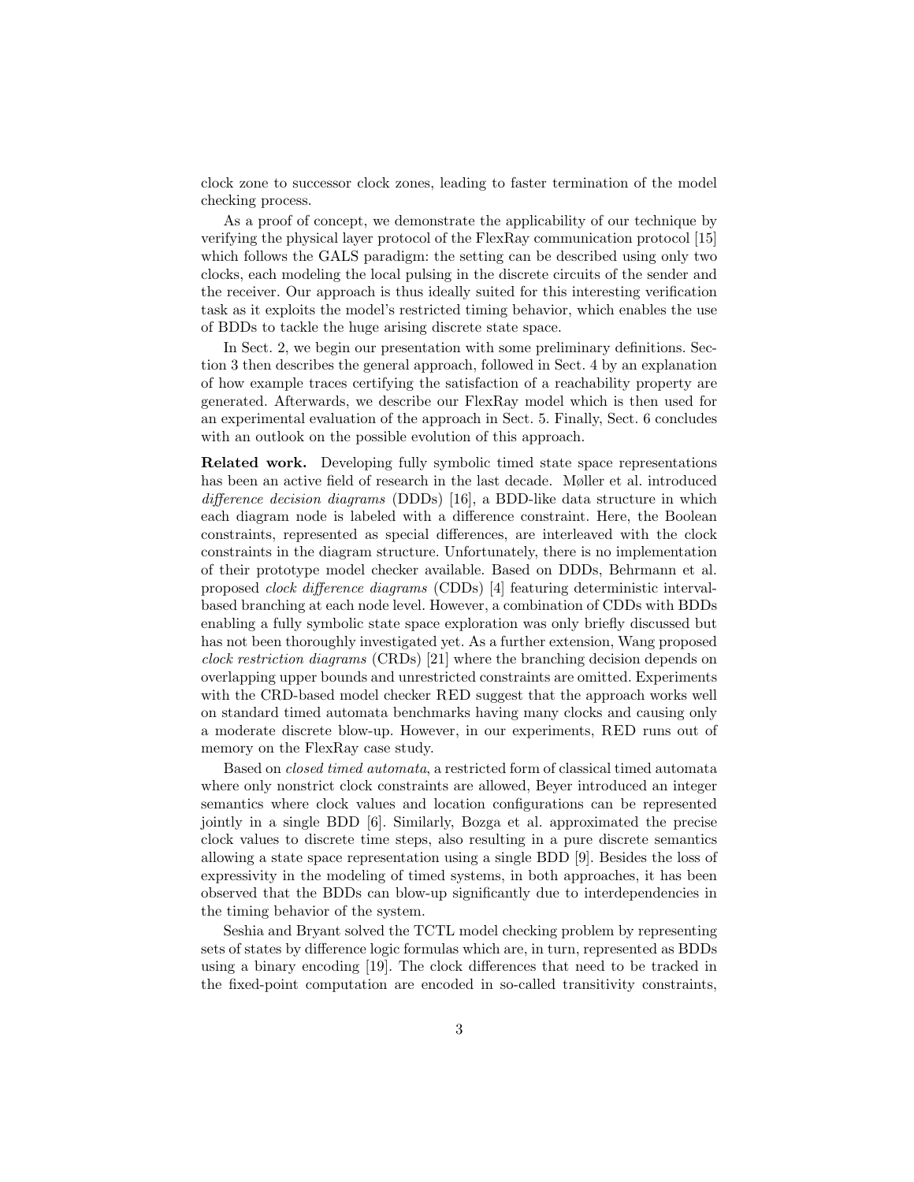clock zone to successor clock zones, leading to faster termination of the model checking process.

As a proof of concept, we demonstrate the applicability of our technique by verifying the physical layer protocol of the FlexRay communication protocol [15] which follows the GALS paradigm: the setting can be described using only two clocks, each modeling the local pulsing in the discrete circuits of the sender and the receiver. Our approach is thus ideally suited for this interesting verification task as it exploits the model's restricted timing behavior, which enables the use of BDDs to tackle the huge arising discrete state space.

In Sect. 2, we begin our presentation with some preliminary definitions. Section 3 then describes the general approach, followed in Sect. 4 by an explanation of how example traces certifying the satisfaction of a reachability property are generated. Afterwards, we describe our FlexRay model which is then used for an experimental evaluation of the approach in Sect. 5. Finally, Sect. 6 concludes with an outlook on the possible evolution of this approach.

**Related work.** Developing fully symbolic timed state space representations has been an active field of research in the last decade. Møller et al. introduced *difference decision diagrams* (DDDs) [16], a BDD-like data structure in which each diagram node is labeled with a difference constraint. Here, the Boolean constraints, represented as special differences, are interleaved with the clock constraints in the diagram structure. Unfortunately, there is no implementation of their prototype model checker available. Based on DDDs, Behrmann et al. proposed *clock difference diagrams* (CDDs) [4] featuring deterministic interval-based branching at each node level. However, a combination of CDDs with BDDs enabling a fully symbolic state space exploration was only briefly discussed but has not been thoroughly investigated yet. As a further extension, Wang proposed *clock restriction diagrams* (CRDs) [21] where the branching decision depends on overlapping upper bounds and unrestricted constraints are omitted. Experiments with the CRD-based model checker RED suggest that the approach works well on standard timed automata benchmarks having many clocks and causing only a moderate discrete blow-up. However, in our experiments, RED runs out of memory on the FlexRay case study.

Based on *closed timed automata*, a restricted form of classical timed automata where only nonstrict clock constraints are allowed, Beyer introduced an integer semantics where clock values and location configurations can be represented jointly in a single BDD [6]. Similarly, Bozga et al. approximated the precise clock values to discrete time steps, also resulting in a pure discrete semantics allowing a state space representation using a single BDD [9]. Besides the loss of expressivity in the modeling of timed systems, in both approaches, it has been observed that the BDDs can blow-up significantly due to interdependencies in the timing behavior of the system.

Seshia and Bryant solved the TCTL model checking problem by representing sets of states by difference logic formulas which are, in turn, represented as BDDs using a binary encoding [19]. The clock differences that need to be tracked in the fixed-point computation are encoded in so-called transitivity constraints,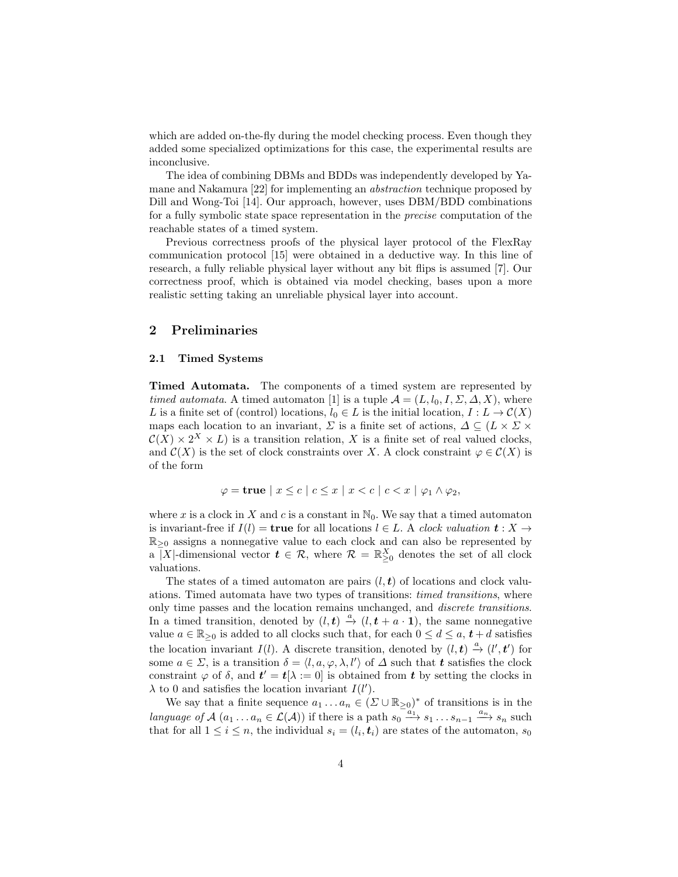which are added on-the-fly during the model checking process. Even though they added some specialized optimizations for this case, the experimental results are inconclusive.

The idea of combining DBMs and BDDs was independently developed by Yamane and Nakamura [22] for implementing an *abstraction* technique proposed by Dill and Wong-Toi [14]. Our approach, however, uses DBM/BDD combinations for a fully symbolic state space representation in the *precise* computation of the reachable states of a timed system.

Previous correctness proofs of the physical layer protocol of the FlexRay communication protocol [15] were obtained in a deductive way. In this line of research, a fully reliable physical layer without any bit flips is assumed [7]. Our correctness proof, which is obtained via model checking, bases upon a more realistic setting taking an unreliable physical layer into account.

## 2 Preliminaries

### 2.1 Timed Systems

**Timed Automata.** The components of a timed system are represented by *timed automata*. A timed automaton [1] is a tuple $\mathcal{A} = (L, l_0, I, \Sigma, \Delta, X)$, where $L$ is a finite set of (control) locations, $l_0 \in L$ is the initial location, $I : L \to \mathcal{C}(X)$ maps each location to an invariant, $\Sigma$ is a finite set of actions, $\Delta \subseteq (L \times \Sigma \times \mathcal{C}(X) \times 2^X \times L)$ is a transition relation, $X$ is a finite set of real valued clocks, and $\mathcal{C}(X)$ is the set of clock constraints over $X$. A clock constraint $\varphi \in \mathcal{C}(X)$ is of the form

$$\varphi = \mathbf{true} \mid x \leq c \mid c \leq x \mid x < c \mid c < x \mid \varphi_1 \wedge \varphi_2,$$

where $x$ is a clock in $X$ and $c$ is a constant in $\mathbb{N}_0$. We say that a timed automaton is invariant-free if $I(l) = \mathbf{true}$ for all locations $l \in L$. A *clock valuation* $\boldsymbol{t} : X \to \mathbb{R}_{\geq 0}$ assigns a nonnegative value to each clock and can also be represented by a $|X|$-dimensional vector $\boldsymbol{t} \in \mathcal{R}$, where $\mathcal{R} = \mathbb{R}^X_{\geq 0}$ denotes the set of all clock valuations.

The states of a timed automaton are pairs $(l, \boldsymbol{t})$ of locations and clock valuations. Timed automata have two types of transitions: *timed transitions*, where only time passes and the location remains unchanged, and *discrete transitions*. In a timed transition, denoted by $(l, \boldsymbol{t}) \xrightarrow{a} (l, \boldsymbol{t} + a \cdot \mathbf{1})$, the same nonnegative value $a \in \mathbb{R}_{\geq 0}$ is added to all clocks such that, for each $0 \leq d \leq a$, $\boldsymbol{t} + d$ satisfies the location invariant $I(l)$. A discrete transition, denoted by $(l, \boldsymbol{t}) \xrightarrow{a} (l', \boldsymbol{t}')$ for some $a \in \Sigma$, is a transition $\delta = \langle l, a, \varphi, \lambda, l' \rangle$ of $\Delta$ such that $\boldsymbol{t}$ satisfies the clock constraint $\varphi$ of $\delta$, and $\boldsymbol{t}' = \boldsymbol{t}[\lambda := 0]$ is obtained from $\boldsymbol{t}$ by setting the clocks in $\lambda$ to 0 and satisfies the location invariant $I(l')$.

We say that a finite sequence $a_1 \ldots a_n \in (\Sigma \cup \mathbb{R}_{\geq 0})^*$ of transitions is in the *language of* $\mathcal{A}$ ($a_1 \ldots a_n \in \mathcal{L}(\mathcal{A})$) if there is a path $s_0 \xrightarrow{a_1} s_1 \ldots s_{n-1} \xrightarrow{a_n} s_n$ such that for all $1 \leq i \leq n$, the individual $s_i = (l_i, \boldsymbol{t}_i)$ are states of the automaton, $s_0$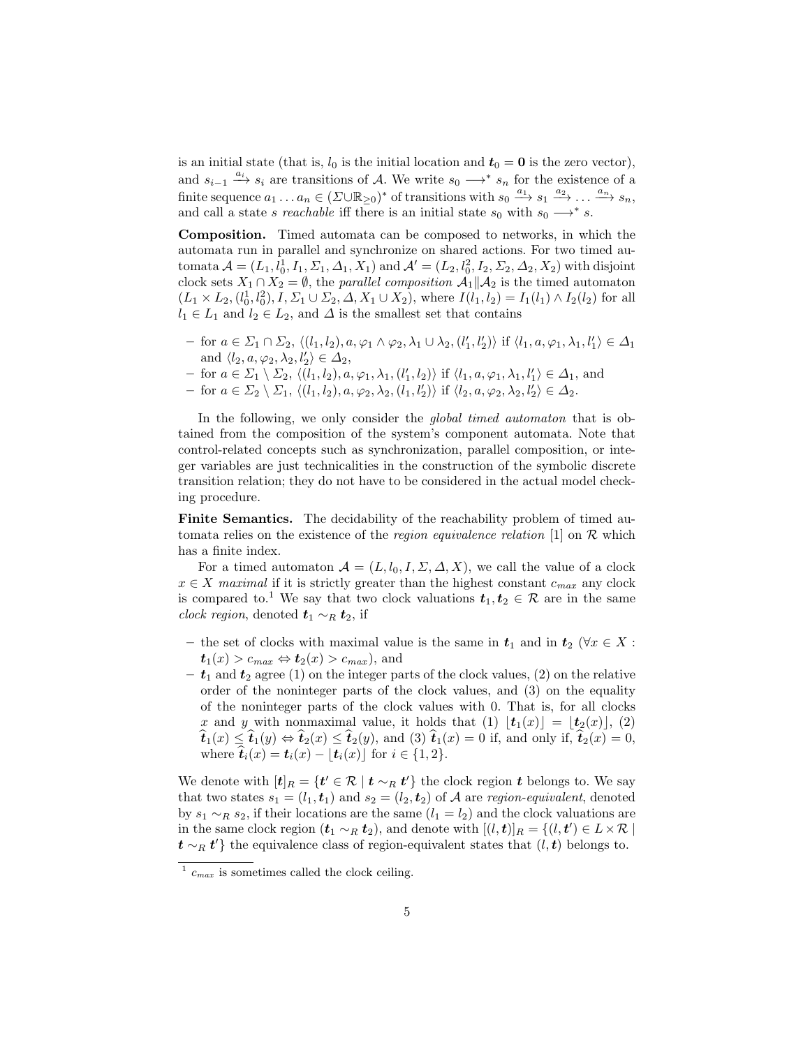is an initial state (that is, $l_0$ is the initial location and $\boldsymbol{t}_0 = \boldsymbol{0}$ is the zero vector), and $s_{i-1} \xrightarrow{a_i} s_i$ are transitions of $\mathcal{A}$. We write $s_0 \longrightarrow^* s_n$ for the existence of a finite sequence $a_1 \dots a_n \in (\Sigma \cup \mathbb{R}_{\geq 0})^*$ of transitions with $s_0 \xrightarrow{a_1} s_1 \xrightarrow{a_2} \dots \xrightarrow{a_n} s_n$, and call a state $s$ *reachable* iff there is an initial state $s_0$ with $s_0 \longrightarrow^* s$.

**Composition.** Timed automata can be composed to networks, in which the automata run in parallel and synchronize on shared actions. For two timed automata $\mathcal{A} = (L_1, l_0^1, I_1, \Sigma_1, \Delta_1, X_1)$ and $\mathcal{A}' = (L_2, l_0^2, I_2, \Sigma_2, \Delta_2, X_2)$ with disjoint clock sets $X_1 \cap X_2 = \emptyset$, the *parallel composition* $\mathcal{A}_1 \| \mathcal{A}_2$ is the timed automaton $(L_1 \times L_2, (l_0^1, l_0^2), I, \Sigma_1 \cup \Sigma_2, \Delta, X_1 \cup X_2)$, where $I(l_1, l_2) = I_1(l_1) \wedge I_2(l_2)$ for all $l_1 \in L_1$ and $l_2 \in L_2$, and $\Delta$ is the smallest set that contains

- for $a \in \Sigma_1 \cap \Sigma_2$, $\langle (l_1, l_2), a, \varphi_1 \wedge \varphi_2, \lambda_1 \cup \lambda_2, (l_1', l_2') \rangle$ if $\langle l_1, a, \varphi_1, \lambda_1, l_1' \rangle \in \Delta_1$ and $\langle l_2, a, \varphi_2, \lambda_2, l_2' \rangle \in \Delta_2$,
- for $a \in \Sigma_1 \setminus \Sigma_2$, $\langle (l_1, l_2), a, \varphi_1, \lambda_1, (l_1', l_2) \rangle$ if $\langle l_1, a, \varphi_1, \lambda_1, l_1' \rangle \in \Delta_1$, and
- for $a \in \Sigma_2 \setminus \Sigma_1$, $\langle (l_1, l_2), a, \varphi_2, \lambda_2, (l_1, l_2') \rangle$ if $\langle l_2, a, \varphi_2, \lambda_2, l_2' \rangle \in \Delta_2$.

In the following, we only consider the *global timed automaton* that is obtained from the composition of the system's component automata. Note that control-related concepts such as synchronization, parallel composition, or integer variables are just technicalities in the construction of the symbolic discrete transition relation; they do not have to be considered in the actual model checking procedure.

**Finite Semantics.** The decidability of the reachability problem of timed automata relies on the existence of the *region equivalence relation* [1] on $\mathcal{R}$ which has a finite index.

For a timed automaton $\mathcal{A} = (L, l_0, I, \Sigma, \Delta, X)$, we call the value of a clock $x \in X$ *maximal* if it is strictly greater than the highest constant $c_{max}$ any clock is compared to.[1] We say that two clock valuations $\boldsymbol{t}_1, \boldsymbol{t}_2 \in \mathcal{R}$ are in the same *clock region*, denoted $\boldsymbol{t}_1 \sim_R \boldsymbol{t}_2$, if

- the set of clocks with maximal value is the same in $\boldsymbol{t}_1$ and in $\boldsymbol{t}_2$ ($\forall x \in X : \boldsymbol{t}_1(x) > c_{max} \Leftrightarrow \boldsymbol{t}_2(x) > c_{max}$), and
- $\boldsymbol{t}_1$ and $\boldsymbol{t}_2$ agree (1) on the integer parts of the clock values, (2) on the relative order of the noninteger parts of the clock values, and (3) on the equality of the noninteger parts of the clock values with 0. That is, for all clocks $x$ and $y$ with nonmaximal value, it holds that (1) $\lfloor \boldsymbol{t}_1(x) \rfloor = \lfloor \boldsymbol{t}_2(x) \rfloor$, (2) $\widehat{\boldsymbol{t}}_1(x) \leq \widehat{\boldsymbol{t}}_1(y) \Leftrightarrow \widehat{\boldsymbol{t}}_2(x) \leq \widehat{\boldsymbol{t}}_2(y)$, and (3) $\widehat{\boldsymbol{t}}_1(x) = 0$ if, and only if, $\widehat{\boldsymbol{t}}_2(x) = 0$, where $\widehat{\boldsymbol{t}}_i(x) = \boldsymbol{t}_i(x) - \lfloor \boldsymbol{t}_i(x) \rfloor$ for $i \in \{1, 2\}$.

We denote with $[\boldsymbol{t}]_R = \{\boldsymbol{t}' \in \mathcal{R} \mid \boldsymbol{t} \sim_R \boldsymbol{t}'\}$ the clock region $\boldsymbol{t}$ belongs to. We say that two states $s_1 = (l_1, \boldsymbol{t}_1)$ and $s_2 = (l_2, \boldsymbol{t}_2)$ of $\mathcal{A}$ are *region-equivalent*, denoted by $s_1 \sim_R s_2$, if their locations are the same ($l_1 = l_2$) and the clock valuations are in the same clock region ($\boldsymbol{t}_1 \sim_R \boldsymbol{t}_2$), and denote with $[(l, \boldsymbol{t})]_R = \{(l, \boldsymbol{t}') \in L \times \mathcal{R} \mid \boldsymbol{t} \sim_R \boldsymbol{t}'\}$ the equivalence class of region-equivalent states that $(l, \boldsymbol{t})$ belongs to.

[1] $c_{max}$ is sometimes called the clock ceiling.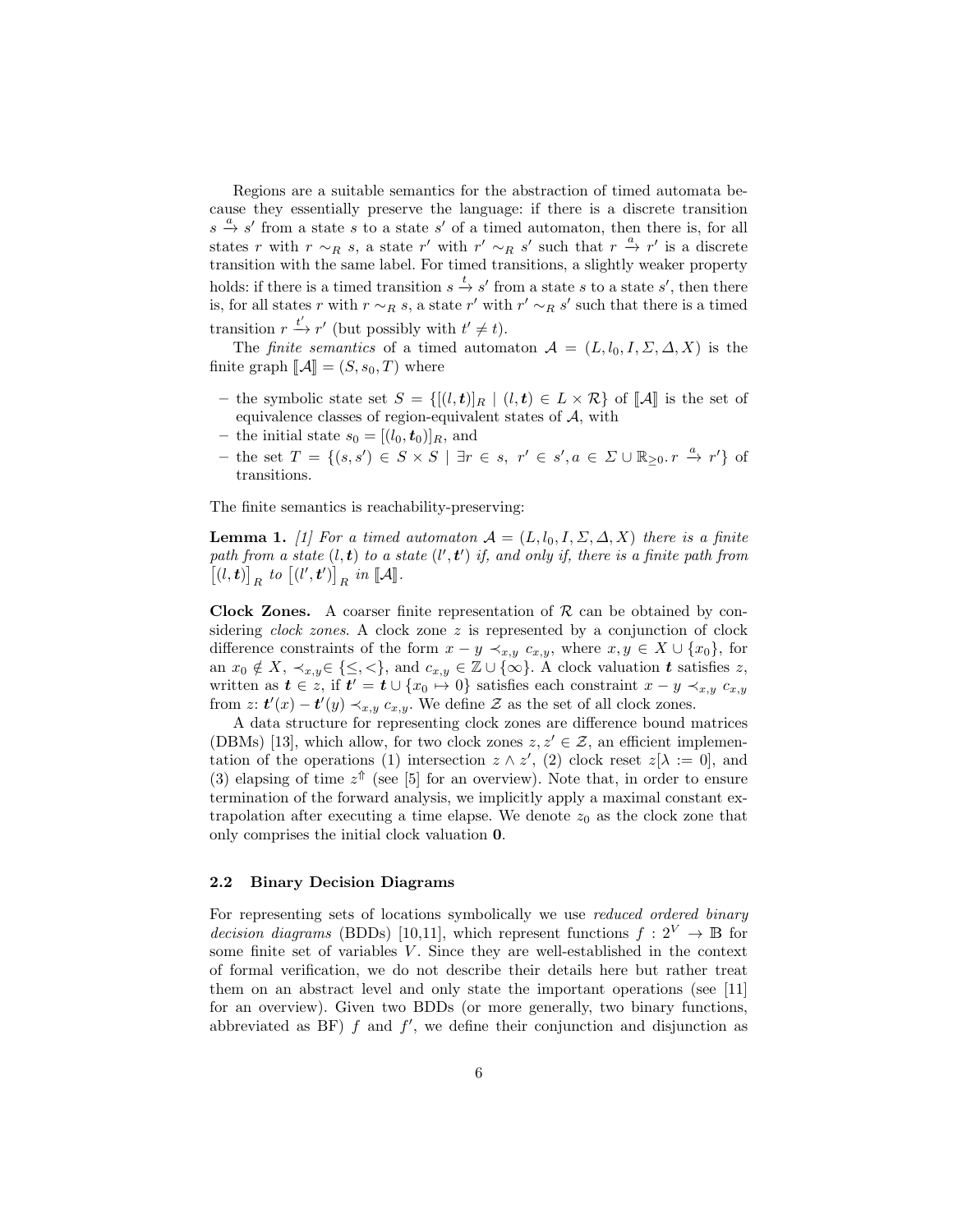Regions are a suitable semantics for the abstraction of timed automata because they essentially preserve the language: if there is a discrete transition $s \xrightarrow{a} s'$ from a state $s$ to a state $s'$ of a timed automaton, then there is, for all states $r$ with $r \sim_R s$, a state $r'$ with $r' \sim_R s'$ such that $r \xrightarrow{a} r'$ is a discrete transition with the same label. For timed transitions, a slightly weaker property holds: if there is a timed transition $s \xrightarrow{t} s'$ from a state $s$ to a state $s'$, then there is, for all states $r$ with $r \sim_R s$, a state $r'$ with $r' \sim_R s'$ such that there is a timed transition $r \xrightarrow{t'} r'$ (but possibly with $t' \neq t$).

The *finite semantics* of a timed automaton $\mathcal{A} = (L, l_0, I, \Sigma, \Delta, X)$ is the finite graph $[\![\mathcal{A}]\!] = (S, s_0, T)$ where

- the symbolic state set $S = \{[(l, \boldsymbol{t})]_R \mid (l, \boldsymbol{t}) \in L \times \mathcal{R}\}$ of $[\![\mathcal{A}]\!]$ is the set of equivalence classes of region-equivalent states of $\mathcal{A}$, with
- the initial state $s_0 = [(l_0, \boldsymbol{t}_0)]_R$, and
- the set $T = \{(s, s') \in S \times S \mid \exists r \in s,\ r' \in s', a \in \Sigma \cup \mathbb{R}_{\geq 0}.\, r \xrightarrow{a} r'\}$ of transitions.

The finite semantics is reachability-preserving:

**Lemma 1.** *[1] For a timed automaton $\mathcal{A} = (L, l_0, I, \Sigma, \Delta, X)$ there is a finite path from a state $(l, \boldsymbol{t})$ to a state $(l', \boldsymbol{t}')$ if, and only if, there is a finite path from $\big[(l, \boldsymbol{t})\big]_R$ to $\big[(l', \boldsymbol{t}')\big]_R$ in $[\![\mathcal{A}]\!]$.*

**Clock Zones.** A coarser finite representation of $\mathcal{R}$ can be obtained by considering *clock zones*. A clock zone $z$ is represented by a conjunction of clock difference constraints of the form $x - y \prec_{x,y} c_{x,y}$, where $x, y \in X \cup \{x_0\}$, for an $x_0 \notin X$, $\prec_{x,y} \in \{\leq, <\}$, and $c_{x,y} \in \mathbb{Z} \cup \{\infty\}$. A clock valuation $\boldsymbol{t}$ satisfies $z$, written as $\boldsymbol{t} \in z$, if $\boldsymbol{t}' = \boldsymbol{t} \cup \{x_0 \mapsto 0\}$ satisfies each constraint $x - y \prec_{x,y} c_{x,y}$ from $z$: $\boldsymbol{t}'(x) - \boldsymbol{t}'(y) \prec_{x,y} c_{x,y}$. We define $\mathcal{Z}$ as the set of all clock zones.

A data structure for representing clock zones are difference bound matrices (DBMs) [13], which allow, for two clock zones $z, z' \in \mathcal{Z}$, an efficient implementation of the operations (1) intersection $z \wedge z'$, (2) clock reset $z[\lambda := 0]$, and (3) elapsing of time $z^{\Uparrow}$ (see [5] for an overview). Note that, in order to ensure termination of the forward analysis, we implicitly apply a maximal constant extrapolation after executing a time elapse. We denote $z_0$ as the clock zone that only comprises the initial clock valuation $\mathbf{0}$.

### 2.2 Binary Decision Diagrams

For representing sets of locations symbolically we use *reduced ordered binary decision diagrams* (BDDs) [10,11], which represent functions $f : 2^V \to \mathbb{B}$ for some finite set of variables $V$. Since they are well-established in the context of formal verification, we do not describe their details here but rather treat them on an abstract level and only state the important operations (see [11] for an overview). Given two BDDs (or more generally, two binary functions, abbreviated as BF) $f$ and $f'$, we define their conjunction and disjunction as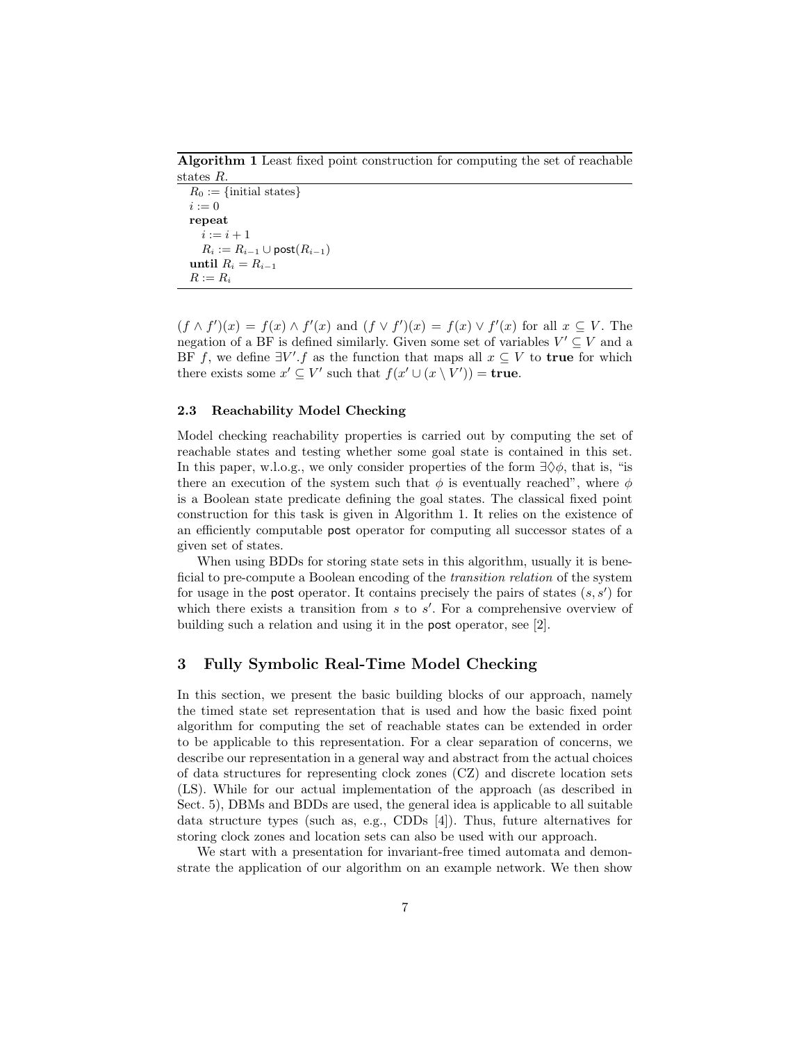**Algorithm 1** Least fixed point construction for computing the set of reachable states $R$.

```
R_0 := {initial states}
i := 0
repeat
   i := i + 1
   R_i := R_{i-1} ∪ post(R_{i-1})
until R_i = R_{i-1}
R := R_i
```

$(f \wedge f')(x) = f(x) \wedge f'(x)$ and $(f \vee f')(x) = f(x) \vee f'(x)$ for all $x \subseteq V$. The negation of a BF is defined similarly. Given some set of variables $V' \subseteq V$ and a BF $f$, we define $\exists V'.f$ as the function that maps all $x \subseteq V$ to **true** for which there exists some $x' \subseteq V'$ such that $f(x' \cup (x \setminus V')) = \textbf{true}$.

### 2.3 Reachability Model Checking

Model checking reachability properties is carried out by computing the set of reachable states and testing whether some goal state is contained in this set. In this paper, w.l.o.g., we only consider properties of the form $\exists\Diamond\phi$, that is, "is there an execution of the system such that $\phi$ is eventually reached", where $\phi$ is a Boolean state predicate defining the goal states. The classical fixed point construction for this task is given in Algorithm 1. It relies on the existence of an efficiently computable post operator for computing all successor states of a given set of states.

When using BDDs for storing state sets in this algorithm, usually it is beneficial to pre-compute a Boolean encoding of the *transition relation* of the system for usage in the post operator. It contains precisely the pairs of states $(s, s')$ for which there exists a transition from $s$ to $s'$. For a comprehensive overview of building such a relation and using it in the post operator, see [2].

## 3 Fully Symbolic Real-Time Model Checking

In this section, we present the basic building blocks of our approach, namely the timed state set representation that is used and how the basic fixed point algorithm for computing the set of reachable states can be extended in order to be applicable to this representation. For a clear separation of concerns, we describe our representation in a general way and abstract from the actual choices of data structures for representing clock zones (CZ) and discrete location sets (LS). While for our actual implementation of the approach (as described in Sect. 5), DBMs and BDDs are used, the general idea is applicable to all suitable data structure types (such as, e.g., CDDs [4]). Thus, future alternatives for storing clock zones and location sets can also be used with our approach.

We start with a presentation for invariant-free timed automata and demonstrate the application of our algorithm on an example network. We then show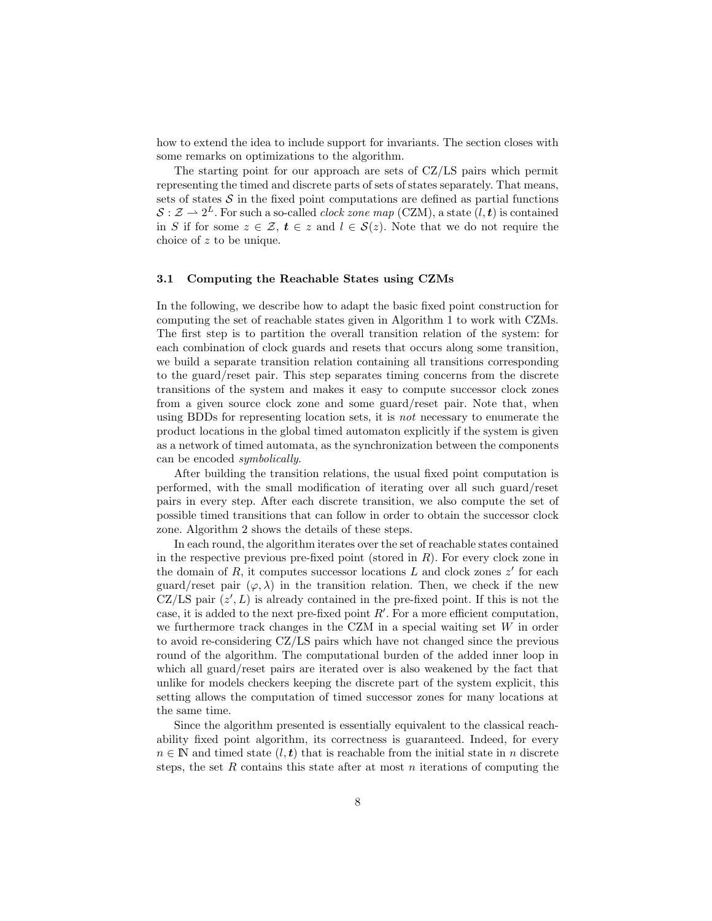how to extend the idea to include support for invariants. The section closes with some remarks on optimizations to the algorithm.

The starting point for our approach are sets of CZ/LS pairs which permit representing the timed and discrete parts of sets of states separately. That means, sets of states $\mathcal{S}$ in the fixed point computations are defined as partial functions $\mathcal{S} : \mathcal{Z} \rightharpoonup 2^L$. For such a so-called *clock zone map* (CZM), a state $(l, \boldsymbol{t})$ is contained in $S$ if for some $z \in \mathcal{Z}$, $\boldsymbol{t} \in z$ and $l \in \mathcal{S}(z)$. Note that we do not require the choice of $z$ to be unique.

### 3.1 Computing the Reachable States using CZMs

In the following, we describe how to adapt the basic fixed point construction for computing the set of reachable states given in Algorithm 1 to work with CZMs. The first step is to partition the overall transition relation of the system: for each combination of clock guards and resets that occurs along some transition, we build a separate transition relation containing all transitions corresponding to the guard/reset pair. This step separates timing concerns from the discrete transitions of the system and makes it easy to compute successor clock zones from a given source clock zone and some guard/reset pair. Note that, when using BDDs for representing location sets, it is *not* necessary to enumerate the product locations in the global timed automaton explicitly if the system is given as a network of timed automata, as the synchronization between the components can be encoded *symbolically*.

After building the transition relations, the usual fixed point computation is performed, with the small modification of iterating over all such guard/reset pairs in every step. After each discrete transition, we also compute the set of possible timed transitions that can follow in order to obtain the successor clock zone. Algorithm 2 shows the details of these steps.

In each round, the algorithm iterates over the set of reachable states contained in the respective previous pre-fixed point (stored in $R$). For every clock zone in the domain of $R$, it computes successor locations $L$ and clock zones $z'$ for each guard/reset pair $(\varphi, \lambda)$ in the transition relation. Then, we check if the new CZ/LS pair $(z', L)$ is already contained in the pre-fixed point. If this is not the case, it is added to the next pre-fixed point $R'$. For a more efficient computation, we furthermore track changes in the CZM in a special waiting set $W$ in order to avoid re-considering CZ/LS pairs which have not changed since the previous round of the algorithm. The computational burden of the added inner loop in which all guard/reset pairs are iterated over is also weakened by the fact that unlike for models checkers keeping the discrete part of the system explicit, this setting allows the computation of timed successor zones for many locations at the same time.

Since the algorithm presented is essentially equivalent to the classical reachability fixed point algorithm, its correctness is guaranteed. Indeed, for every $n \in \mathbb{N}$ and timed state $(l, \boldsymbol{t})$ that is reachable from the initial state in $n$ discrete steps, the set $R$ contains this state after at most $n$ iterations of computing the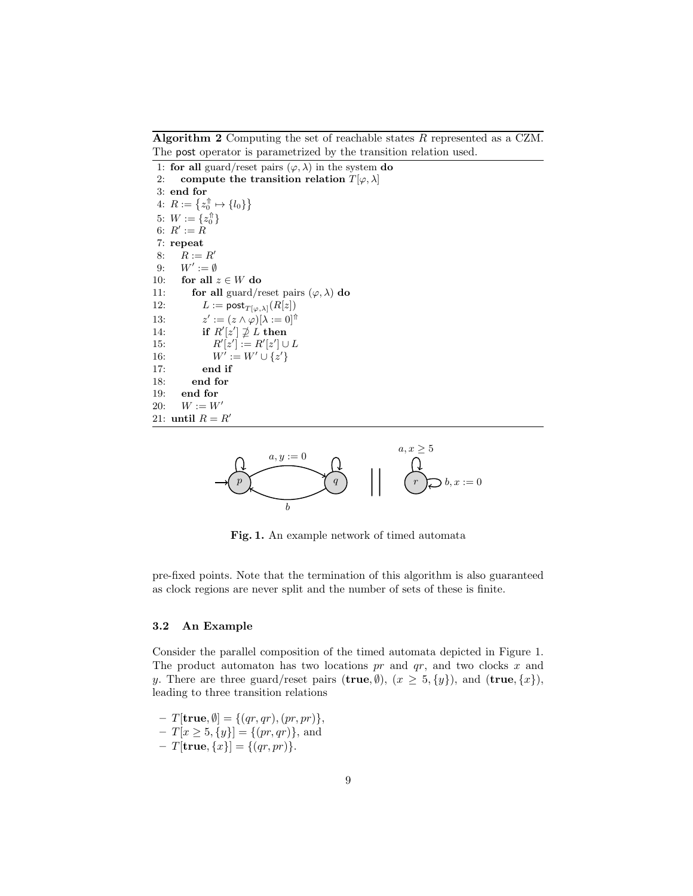**Algorithm 2** Computing the set of reachable states $R$ represented as a CZM. The post operator is parametrized by the transition relation used.

```
 1: for all guard/reset pairs (φ, λ) in the system do
 2:    compute the transition relation T[φ, λ]
 3: end for
 4: R := {z_0^⇑ ↦ {l_0}}
 5: W := {z_0^⇑}
 6: R' := R
 7: repeat
 8:    R := R'
 9:    W' := ∅
10:    for all z ∈ W do
11:       for all guard/reset pairs (φ, λ) do
12:          L := post_{T[φ,λ]}(R[z])
13:          z' := (z ∧ φ)[λ := 0]^⇑
14:          if R'[z'] ⊉ L then
15:             R'[z'] := R'[z'] ∪ L
16:             W' := W' ∪ {z'}
17:          end if
18:       end for
19:    end for
20:    W := W'
21: until R = R'
```

**Fig. 1.** An example network of timed automata

pre-fixed points. Note that the termination of this algorithm is also guaranteed as clock regions are never split and the number of sets of these is finite.

### 3.2 An Example

Consider the parallel composition of the timed automata depicted in Figure 1. The product automaton has two locations $pr$ and $qr$, and two clocks $x$ and $y$. There are three guard/reset pairs $(\mathbf{true}, \emptyset)$, $(x \geq 5, \{y\})$, and $(\mathbf{true}, \{x\})$, leading to three transition relations

- $T[\mathbf{true}, \emptyset] = \{(qr, qr), (pr, pr)\}$,
- $T[x \geq 5, \{y\}] = \{(pr, qr)\}$, and
- $T[\mathbf{true}, \{x\}] = \{(qr, pr)\}$.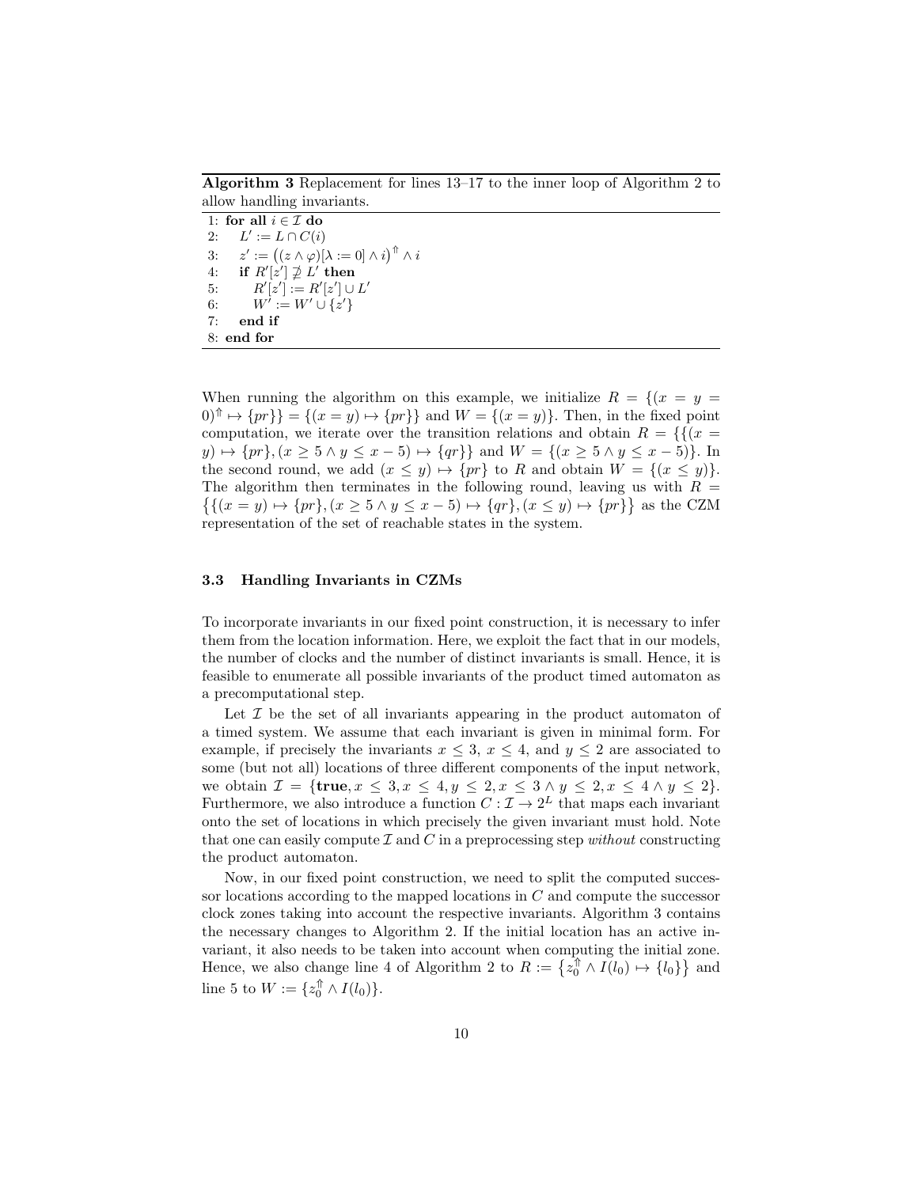**Algorithm 3** Replacement for lines 13–17 to the inner loop of Algorithm 2 to allow handling invariants.

```
1: for all i ∈ I do
2:    L' := L ∩ C(i)
3:    z' := ((z ∧ φ)[λ := 0] ∧ i)^⇑ ∧ i
4:    if R'[z'] ⊉ L' then
5:       R'[z'] := R'[z'] ∪ L'
6:       W' := W' ∪ {z'}
7:    end if
8: end for
```

When running the algorithm on this example, we initialize $R = \{(x = y = 0)^{\Uparrow} \mapsto \{pr\}\} = \{(x = y) \mapsto \{pr\}\}$ and $W = \{(x = y)\}$. Then, in the fixed point computation, we iterate over the transition relations and obtain $R = \{\{(x = y) \mapsto \{pr\}, (x \geq 5 \wedge y \leq x - 5) \mapsto \{qr\}\}$ and $W = \{(x \geq 5 \wedge y \leq x - 5)\}$. In the second round, we add $(x \leq y) \mapsto \{pr\}$ to $R$ and obtain $W = \{(x \leq y)\}$. The algorithm then terminates in the following round, leaving us with $R = \{\{(x = y) \mapsto \{pr\}, (x \geq 5 \wedge y \leq x - 5) \mapsto \{qr\}, (x \leq y) \mapsto \{pr\}\}$ as the CZM representation of the set of reachable states in the system.

### 3.3 Handling Invariants in CZMs

To incorporate invariants in our fixed point construction, it is necessary to infer them from the location information. Here, we exploit the fact that in our models, the number of clocks and the number of distinct invariants is small. Hence, it is feasible to enumerate all possible invariants of the product timed automaton as a precomputational step.

Let $\mathcal{I}$ be the set of all invariants appearing in the product automaton of a timed system. We assume that each invariant is given in minimal form. For example, if precisely the invariants $x \leq 3$, $x \leq 4$, and $y \leq 2$ are associated to some (but not all) locations of three different components of the input network, we obtain $\mathcal{I} = \{\mathbf{true}, x \leq 3, x \leq 4, y \leq 2, x \leq 3 \wedge y \leq 2, x \leq 4 \wedge y \leq 2\}$. Furthermore, we also introduce a function $C : \mathcal{I} \rightarrow 2^L$ that maps each invariant onto the set of locations in which precisely the given invariant must hold. Note that one can easily compute $\mathcal{I}$ and $C$ in a preprocessing step *without* constructing the product automaton.

Now, in our fixed point construction, we need to split the computed successor locations according to the mapped locations in $C$ and compute the successor clock zones taking into account the respective invariants. Algorithm 3 contains the necessary changes to Algorithm 2. If the initial location has an active invariant, it also needs to be taken into account when computing the initial zone. Hence, we also change line 4 of Algorithm 2 to $R := \{z_0^{\Uparrow} \wedge I(l_0) \mapsto \{l_0\}\}$ and line 5 to $W := \{z_0^{\Uparrow} \wedge I(l_0)\}$.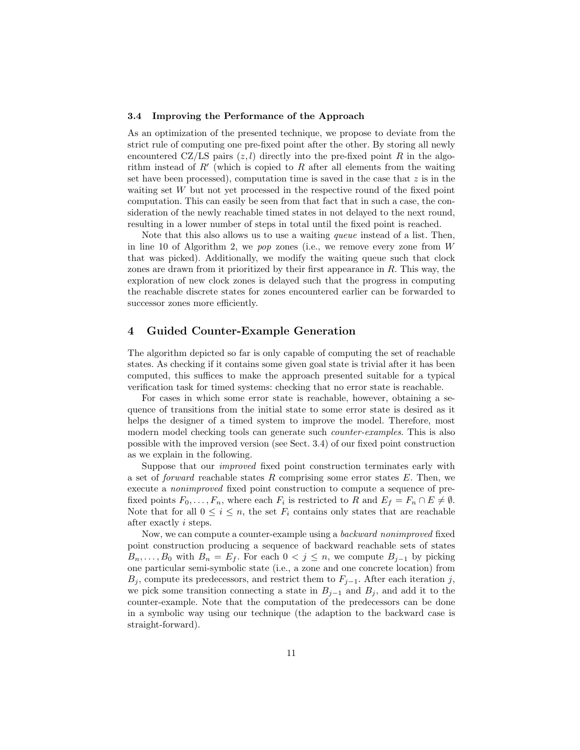### 3.4 Improving the Performance of the Approach

As an optimization of the presented technique, we propose to deviate from the strict rule of computing one pre-fixed point after the other. By storing all newly encountered CZ/LS pairs $(z, l)$ directly into the pre-fixed point $R$ in the algorithm instead of $R'$ (which is copied to $R$ after all elements from the waiting set have been processed), computation time is saved in the case that $z$ is in the waiting set $W$ but not yet processed in the respective round of the fixed point computation. This can easily be seen from that fact that in such a case, the consideration of the newly reachable timed states in not delayed to the next round, resulting in a lower number of steps in total until the fixed point is reached.

Note that this also allows us to use a waiting *queue* instead of a list. Then, in line 10 of Algorithm 2, we *pop* zones (i.e., we remove every zone from $W$ that was picked). Additionally, we modify the waiting queue such that clock zones are drawn from it prioritized by their first appearance in $R$. This way, the exploration of new clock zones is delayed such that the progress in computing the reachable discrete states for zones encountered earlier can be forwarded to successor zones more efficiently.

## 4 Guided Counter-Example Generation

The algorithm depicted so far is only capable of computing the set of reachable states. As checking if it contains some given goal state is trivial after it has been computed, this suffices to make the approach presented suitable for a typical verification task for timed systems: checking that no error state is reachable.

For cases in which some error state is reachable, however, obtaining a sequence of transitions from the initial state to some error state is desired as it helps the designer of a timed system to improve the model. Therefore, most modern model checking tools can generate such *counter-examples*. This is also possible with the improved version (see Sect. 3.4) of our fixed point construction as we explain in the following.

Suppose that our *improved* fixed point construction terminates early with a set of *forward* reachable states $R$ comprising some error states $E$. Then, we execute a *nonimproved* fixed point construction to compute a sequence of pre-fixed points $F_0, \ldots, F_n$, where each $F_i$ is restricted to $R$ and $E_f = F_n \cap E \neq \emptyset$. Note that for all $0 \leq i \leq n$, the set $F_i$ contains only states that are reachable after exactly $i$ steps.

Now, we can compute a counter-example using a *backward nonimproved* fixed point construction producing a sequence of backward reachable sets of states $B_n, \ldots, B_0$ with $B_n = E_f$. For each $0 < j \leq n$, we compute $B_{j-1}$ by picking one particular semi-symbolic state (i.e., a zone and one concrete location) from $B_j$, compute its predecessors, and restrict them to $F_{j-1}$. After each iteration $j$, we pick some transition connecting a state in $B_{j-1}$ and $B_j$, and add it to the counter-example. Note that the computation of the predecessors can be done in a symbolic way using our technique (the adaption to the backward case is straight-forward).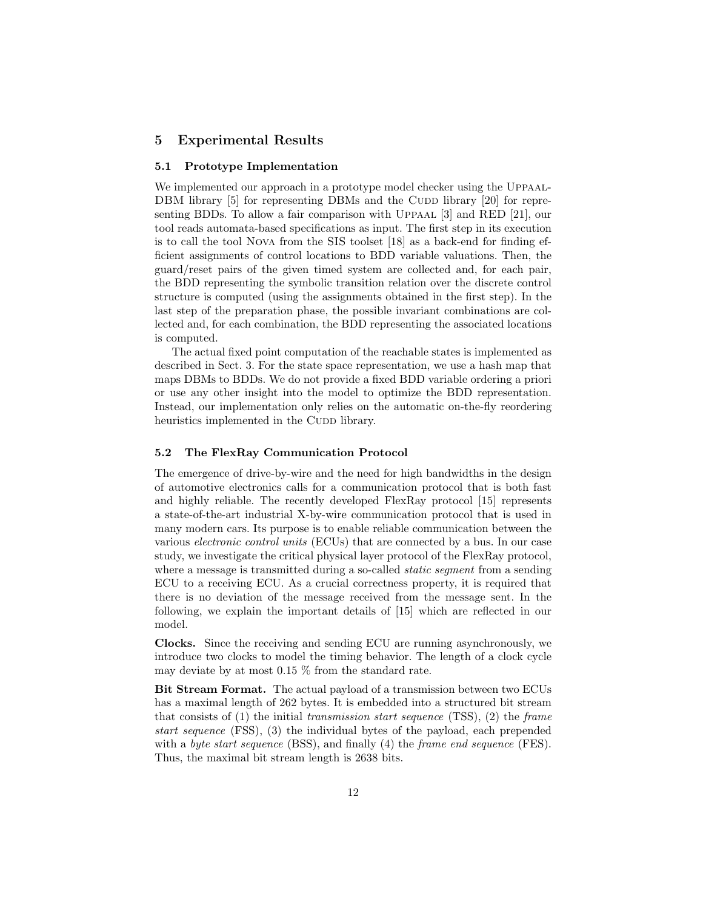## 5 Experimental Results

### 5.1 Prototype Implementation

We implemented our approach in a prototype model checker using the Uppaal-DBM library [5] for representing DBMs and the Cudd library [20] for representing BDDs. To allow a fair comparison with Uppaal [3] and RED [21], our tool reads automata-based specifications as input. The first step in its execution is to call the tool Nova from the SIS toolset [18] as a back-end for finding efficient assignments of control locations to BDD variable valuations. Then, the guard/reset pairs of the given timed system are collected and, for each pair, the BDD representing the symbolic transition relation over the discrete control structure is computed (using the assignments obtained in the first step). In the last step of the preparation phase, the possible invariant combinations are collected and, for each combination, the BDD representing the associated locations is computed.

The actual fixed point computation of the reachable states is implemented as described in Sect. 3. For the state space representation, we use a hash map that maps DBMs to BDDs. We do not provide a fixed BDD variable ordering a priori or use any other insight into the model to optimize the BDD representation. Instead, our implementation only relies on the automatic on-the-fly reordering heuristics implemented in the Cudd library.

### 5.2 The FlexRay Communication Protocol

The emergence of drive-by-wire and the need for high bandwidths in the design of automotive electronics calls for a communication protocol that is both fast and highly reliable. The recently developed FlexRay protocol [15] represents a state-of-the-art industrial X-by-wire communication protocol that is used in many modern cars. Its purpose is to enable reliable communication between the various *electronic control units* (ECUs) that are connected by a bus. In our case study, we investigate the critical physical layer protocol of the FlexRay protocol, where a message is transmitted during a so-called *static segment* from a sending ECU to a receiving ECU. As a crucial correctness property, it is required that there is no deviation of the message received from the message sent. In the following, we explain the important details of [15] which are reflected in our model.

**Clocks.** Since the receiving and sending ECU are running asynchronously, we introduce two clocks to model the timing behavior. The length of a clock cycle may deviate by at most 0.15 % from the standard rate.

**Bit Stream Format.** The actual payload of a transmission between two ECUs has a maximal length of 262 bytes. It is embedded into a structured bit stream that consists of (1) the initial *transmission start sequence* (TSS), (2) the *frame start sequence* (FSS), (3) the individual bytes of the payload, each prepended with a *byte start sequence* (BSS), and finally (4) the *frame end sequence* (FES). Thus, the maximal bit stream length is 2638 bits.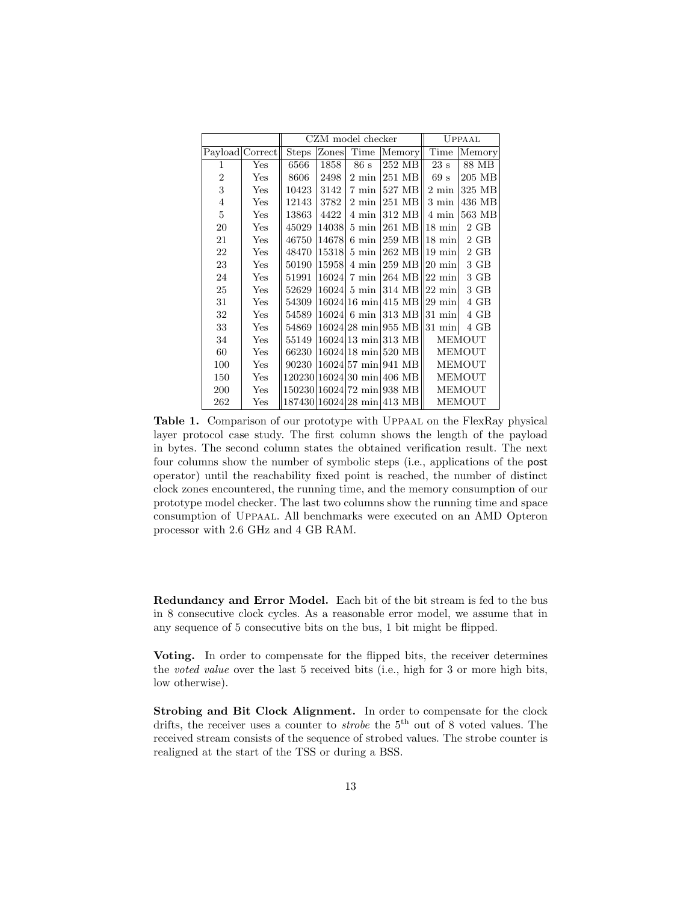| | | CZM model checker | | | | Uppaal | |
|---|---|---|---|---|---|---|---|
| Payload | Correct | Steps | Zones | Time | Memory | Time | Memory |
| 1 | Yes | 6566 | 1858 | 86 s | 252 MB | 23 s | 88 MB |
| 2 | Yes | 8606 | 2498 | 2 min | 251 MB | 69 s | 205 MB |
| 3 | Yes | 10423 | 3142 | 7 min | 527 MB | 2 min | 325 MB |
| 4 | Yes | 12143 | 3782 | 2 min | 251 MB | 3 min | 436 MB |
| 5 | Yes | 13863 | 4422 | 4 min | 312 MB | 4 min | 563 MB |
| 20 | Yes | 45029 | 14038 | 5 min | 261 MB | 18 min | 2 GB |
| 21 | Yes | 46750 | 14678 | 6 min | 259 MB | 18 min | 2 GB |
| 22 | Yes | 48470 | 15318 | 5 min | 262 MB | 19 min | 2 GB |
| 23 | Yes | 50190 | 15958 | 4 min | 259 MB | 20 min | 3 GB |
| 24 | Yes | 51991 | 16024 | 7 min | 264 MB | 22 min | 3 GB |
| 25 | Yes | 52629 | 16024 | 5 min | 314 MB | 22 min | 3 GB |
| 31 | Yes | 54309 | 16024 | 16 min | 415 MB | 29 min | 4 GB |
| 32 | Yes | 54589 | 16024 | 6 min | 313 MB | 31 min | 4 GB |
| 33 | Yes | 54869 | 16024 | 28 min | 955 MB | 31 min | 4 GB |
| 34 | Yes | 55149 | 16024 | 13 min | 313 MB | MEMOUT | |
| 60 | Yes | 66230 | 16024 | 18 min | 520 MB | MEMOUT | |
| 100 | Yes | 90230 | 16024 | 57 min | 941 MB | MEMOUT | |
| 150 | Yes | 120230 | 16024 | 30 min | 406 MB | MEMOUT | |
| 200 | Yes | 150230 | 16024 | 72 min | 938 MB | MEMOUT | |
| 262 | Yes | 187430 | 16024 | 28 min | 413 MB | MEMOUT | |

**Table 1.** Comparison of our prototype with Uppaal on the FlexRay physical layer protocol case study. The first column shows the length of the payload in bytes. The second column states the obtained verification result. The next four columns show the number of symbolic steps (i.e., applications of the post operator) until the reachability fixed point is reached, the number of distinct clock zones encountered, the running time, and the memory consumption of our prototype model checker. The last two columns show the running time and space consumption of Uppaal. All benchmarks were executed on an AMD Opteron processor with 2.6 GHz and 4 GB RAM.

**Redundancy and Error Model.** Each bit of the bit stream is fed to the bus in 8 consecutive clock cycles. As a reasonable error model, we assume that in any sequence of 5 consecutive bits on the bus, 1 bit might be flipped.

**Voting.** In order to compensate for the flipped bits, the receiver determines the *voted value* over the last 5 received bits (i.e., high for 3 or more high bits, low otherwise).

**Strobing and Bit Clock Alignment.** In order to compensate for the clock drifts, the receiver uses a counter to *strobe* the $5^{\text{th}}$ out of 8 voted values. The received stream consists of the sequence of strobed values. The strobe counter is realigned at the start of the TSS or during a BSS.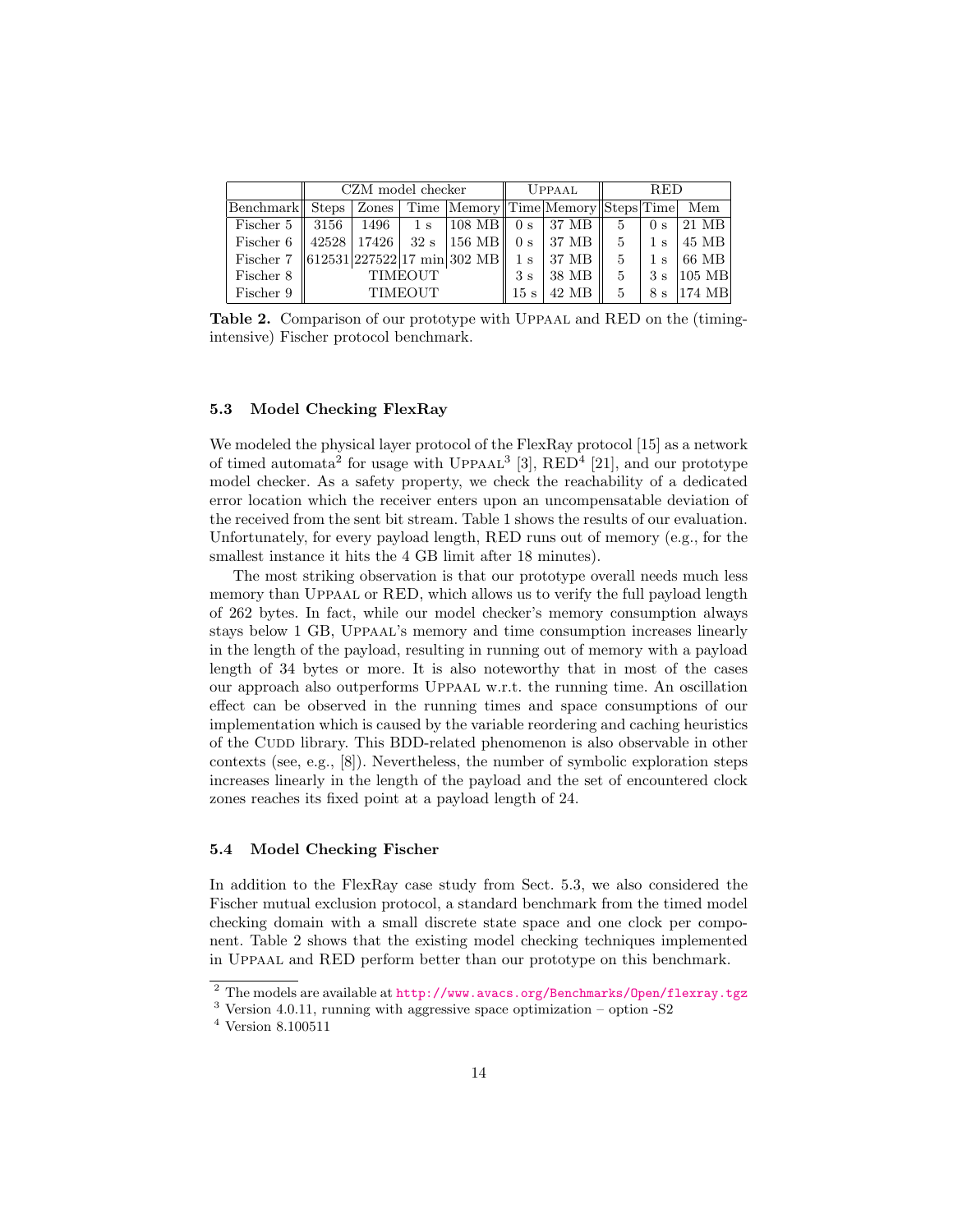| | CZM model checker | | | | Uppaal | | RED | | |
|---|---|---|---|---|---|---|---|---|---|
| Benchmark | Steps | Zones | Time | Memory | Time | Memory | Steps | Time | Mem |
| Fischer 5 | 3156 | 1496 | 1 s | 108 MB | 0 s | 37 MB | 5 | 0 s | 21 MB |
| Fischer 6 | 42528 | 17426 | 32 s | 156 MB | 0 s | 37 MB | 5 | 1 s | 45 MB |
| Fischer 7 | 612531 | 227522 | 17 min | 302 MB | 1 s | 37 MB | 5 | 1 s | 66 MB |
| Fischer 8 | TIMEOUT | | | | 3 s | 38 MB | 5 | 3 s | 105 MB |
| Fischer 9 | TIMEOUT | | | | 15 s | 42 MB | 5 | 8 s | 174 MB |

**Table 2.** Comparison of our prototype with Uppaal and RED on the (timing-intensive) Fischer protocol benchmark.

### 5.3 Model Checking FlexRay

We modeled the physical layer protocol of the FlexRay protocol [15] as a network of timed automata[2] for usage with Uppaal[3] [3], RED[4] [21], and our prototype model checker. As a safety property, we check the reachability of a dedicated error location which the receiver enters upon an uncompensatable deviation of the received from the sent bit stream. Table 1 shows the results of our evaluation. Unfortunately, for every payload length, RED runs out of memory (e.g., for the smallest instance it hits the 4 GB limit after 18 minutes).

The most striking observation is that our prototype overall needs much less memory than Uppaal or RED, which allows us to verify the full payload length of 262 bytes. In fact, while our model checker's memory consumption always stays below 1 GB, Uppaal's memory and time consumption increases linearly in the length of the payload, resulting in running out of memory with a payload length of 34 bytes or more. It is also noteworthy that in most of the cases our approach also outperforms Uppaal w.r.t. the running time. An oscillation effect can be observed in the running times and space consumptions of our implementation which is caused by the variable reordering and caching heuristics of the Cudd library. This BDD-related phenomenon is also observable in other contexts (see, e.g., [8]). Nevertheless, the number of symbolic exploration steps increases linearly in the length of the payload and the set of encountered clock zones reaches its fixed point at a payload length of 24.

### 5.4 Model Checking Fischer

In addition to the FlexRay case study from Sect. 5.3, we also considered the Fischer mutual exclusion protocol, a standard benchmark from the timed model checking domain with a small discrete state space and one clock per component. Table 2 shows that the existing model checking techniques implemented in Uppaal and RED perform better than our prototype on this benchmark.

---

[2] The models are available at http://www.avacs.org/Benchmarks/Open/flexray.tgz

[3] Version 4.0.11, running with aggressive space optimization – option -S2

[4] Version 8.100511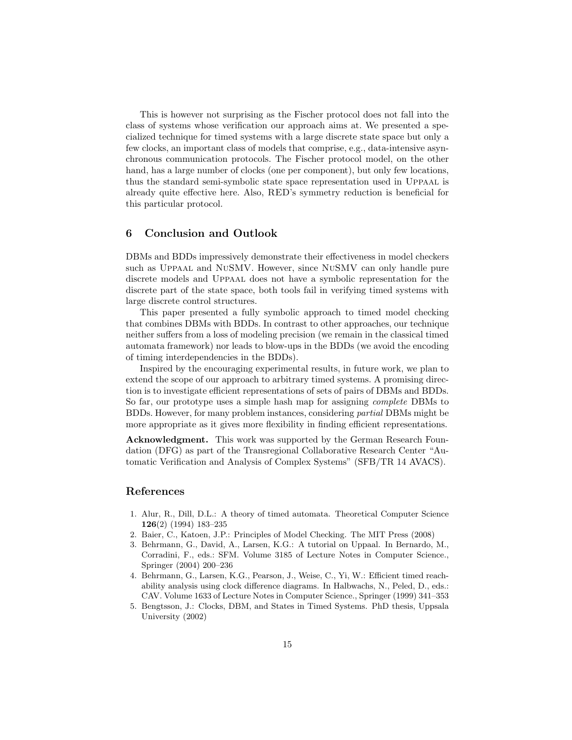This is however not surprising as the Fischer protocol does not fall into the class of systems whose verification our approach aims at. We presented a specialized technique for timed systems with a large discrete state space but only a few clocks, an important class of models that comprise, e.g., data-intensive asynchronous communication protocols. The Fischer protocol model, on the other hand, has a large number of clocks (one per component), but only few locations, thus the standard semi-symbolic state space representation used in Uppaal is already quite effective here. Also, RED's symmetry reduction is beneficial for this particular protocol.

## 6 Conclusion and Outlook

DBMs and BDDs impressively demonstrate their effectiveness in model checkers such as Uppaal and NuSMV. However, since NuSMV can only handle pure discrete models and Uppaal does not have a symbolic representation for the discrete part of the state space, both tools fail in verifying timed systems with large discrete control structures.

This paper presented a fully symbolic approach to timed model checking that combines DBMs with BDDs. In contrast to other approaches, our technique neither suffers from a loss of modeling precision (we remain in the classical timed automata framework) nor leads to blow-ups in the BDDs (we avoid the encoding of timing interdependencies in the BDDs).

Inspired by the encouraging experimental results, in future work, we plan to extend the scope of our approach to arbitrary timed systems. A promising direction is to investigate efficient representations of sets of pairs of DBMs and BDDs. So far, our prototype uses a simple hash map for assigning *complete* DBMs to BDDs. However, for many problem instances, considering *partial* DBMs might be more appropriate as it gives more flexibility in finding efficient representations.

**Acknowledgment.** This work was supported by the German Research Foundation (DFG) as part of the Transregional Collaborative Research Center "Automatic Verification and Analysis of Complex Systems" (SFB/TR 14 AVACS).

## References

1. Alur, R., Dill, D.L.: A theory of timed automata. Theoretical Computer Science **126**(2) (1994) 183–235
2. Baier, C., Katoen, J.P.: Principles of Model Checking. The MIT Press (2008)
3. Behrmann, G., David, A., Larsen, K.G.: A tutorial on Uppaal. In Bernardo, M., Corradini, F., eds.: SFM. Volume 3185 of Lecture Notes in Computer Science., Springer (2004) 200–236
4. Behrmann, G., Larsen, K.G., Pearson, J., Weise, C., Yi, W.: Efficient timed reachability analysis using clock difference diagrams. In Halbwachs, N., Peled, D., eds.: CAV. Volume 1633 of Lecture Notes in Computer Science., Springer (1999) 341–353
5. Bengtsson, J.: Clocks, DBM, and States in Timed Systems. PhD thesis, Uppsala University (2002)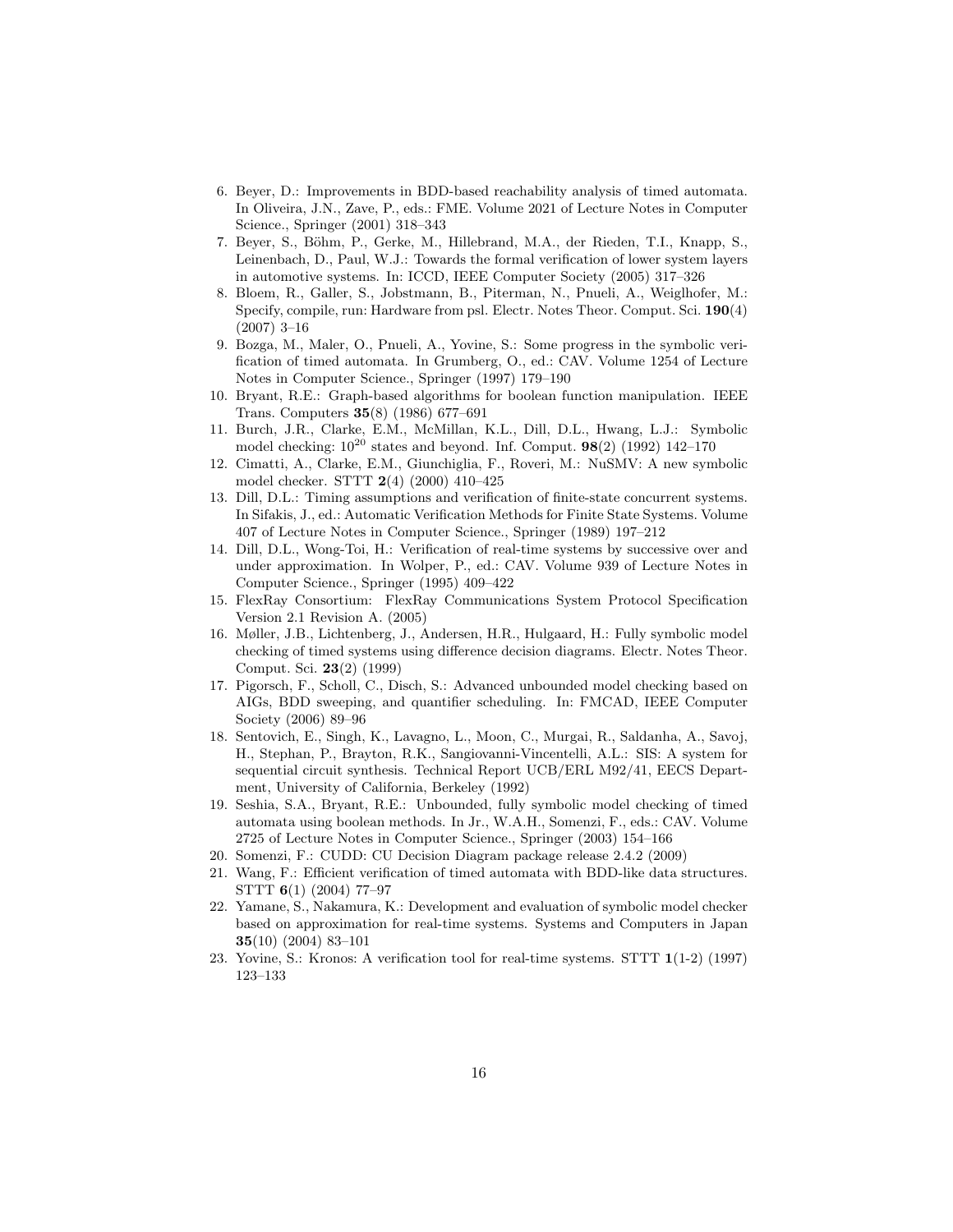6. Beyer, D.: Improvements in BDD-based reachability analysis of timed automata. In Oliveira, J.N., Zave, P., eds.: FME. Volume 2021 of Lecture Notes in Computer Science., Springer (2001) 318–343
7. Beyer, S., Böhm, P., Gerke, M., Hillebrand, M.A., der Rieden, T.I., Knapp, S., Leinenbach, D., Paul, W.J.: Towards the formal verification of lower system layers in automotive systems. In: ICCD, IEEE Computer Society (2005) 317–326
8. Bloem, R., Galler, S., Jobstmann, B., Piterman, N., Pnueli, A., Weiglhofer, M.: Specify, compile, run: Hardware from psl. Electr. Notes Theor. Comput. Sci. **190**(4) (2007) 3–16
9. Bozga, M., Maler, O., Pnueli, A., Yovine, S.: Some progress in the symbolic verification of timed automata. In Grumberg, O., ed.: CAV. Volume 1254 of Lecture Notes in Computer Science., Springer (1997) 179–190
10. Bryant, R.E.: Graph-based algorithms for boolean function manipulation. IEEE Trans. Computers **35**(8) (1986) 677–691
11. Burch, J.R., Clarke, E.M., McMillan, K.L., Dill, D.L., Hwang, L.J.: Symbolic model checking: $10^{20}$ states and beyond. Inf. Comput. **98**(2) (1992) 142–170
12. Cimatti, A., Clarke, E.M., Giunchiglia, F., Roveri, M.: NuSMV: A new symbolic model checker. STTT **2**(4) (2000) 410–425
13. Dill, D.L.: Timing assumptions and verification of finite-state concurrent systems. In Sifakis, J., ed.: Automatic Verification Methods for Finite State Systems. Volume 407 of Lecture Notes in Computer Science., Springer (1989) 197–212
14. Dill, D.L., Wong-Toi, H.: Verification of real-time systems by successive over and under approximation. In Wolper, P., ed.: CAV. Volume 939 of Lecture Notes in Computer Science., Springer (1995) 409–422
15. FlexRay Consortium: FlexRay Communications System Protocol Specification Version 2.1 Revision A. (2005)
16. Møller, J.B., Lichtenberg, J., Andersen, H.R., Hulgaard, H.: Fully symbolic model checking of timed systems using difference decision diagrams. Electr. Notes Theor. Comput. Sci. **23**(2) (1999)
17. Pigorsch, F., Scholl, C., Disch, S.: Advanced unbounded model checking based on AIGs, BDD sweeping, and quantifier scheduling. In: FMCAD, IEEE Computer Society (2006) 89–96
18. Sentovich, E., Singh, K., Lavagno, L., Moon, C., Murgai, R., Saldanha, A., Savoj, H., Stephan, P., Brayton, R.K., Sangiovanni-Vincentelli, A.L.: SIS: A system for sequential circuit synthesis. Technical Report UCB/ERL M92/41, EECS Department, University of California, Berkeley (1992)
19. Seshia, S.A., Bryant, R.E.: Unbounded, fully symbolic model checking of timed automata using boolean methods. In Jr., W.A.H., Somenzi, F., eds.: CAV. Volume 2725 of Lecture Notes in Computer Science., Springer (2003) 154–166
20. Somenzi, F.: CUDD: CU Decision Diagram package release 2.4.2 (2009)
21. Wang, F.: Efficient verification of timed automata with BDD-like data structures. STTT **6**(1) (2004) 77–97
22. Yamane, S., Nakamura, K.: Development and evaluation of symbolic model checker based on approximation for real-time systems. Systems and Computers in Japan **35**(10) (2004) 83–101
23. Yovine, S.: Kronos: A verification tool for real-time systems. STTT **1**(1-2) (1997) 123–133